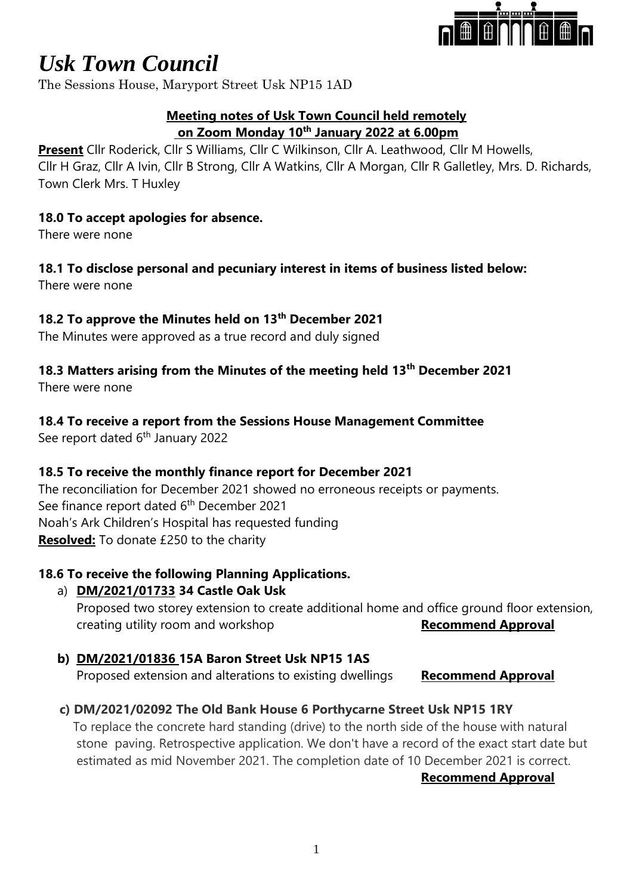# *Usk Town Council*

The Sessions House, Maryport Street Usk NP15 1AD

**Meeting notes of Usk Town Council held remotely on Zoom Monday 10th January 2022 at 6.00pm**

**Present** Cllr Roderick, Cllr S Williams, Cllr C Wilkinson, Cllr A. Leathwood, Cllr M Howells, Cllr H Graz, Cllr A Ivin, Cllr B Strong, Cllr A Watkins, Cllr A Morgan, Cllr R Galletley, Mrs. D. Richards, Town Clerk Mrs. T Huxley

**18.0 To accept apologies for absence.**

There were none

**18.1 To disclose personal and pecuniary interest in items of business listed below:**

There were none

**18.2 To approve the Minutes held on 13th December 2021**

The Minutes were approved as a true record and duly signed

**18.3 Matters arising from the Minutes of the meeting held 13th December 2021**

There were none

**18.4 To receive a report from the Sessions House Management Committee**

See report dated 6th January 2022

**18.5 To receive the monthly finance report for December 2021**

The reconciliation for December 2021 showed no erroneous receipts or payments.
See finance report dated 6th December 2021
Noah's Ark Children's Hospital has requested funding
**Resolved:** To donate £250 to the charity

**18.6 To receive the following Planning Applications.**

a) **DM/2021/01733 34 Castle Oak Usk**
Proposed two storey extension to create additional home and office ground floor extension, creating utility room and workshop **Recommend Approval**

b) **DM/2021/01836 15A Baron Street Usk NP15 1AS**
Proposed extension and alterations to existing dwellings **Recommend Approval**

c) **DM/2021/02092 The Old Bank House 6 Porthycarne Street Usk NP15 1RY**
To replace the concrete hard standing (drive) to the north side of the house with natural stone paving. Retrospective application. We don't have a record of the exact start date but estimated as mid November 2021. The completion date of 10 December 2021 is correct.
**Recommend Approval**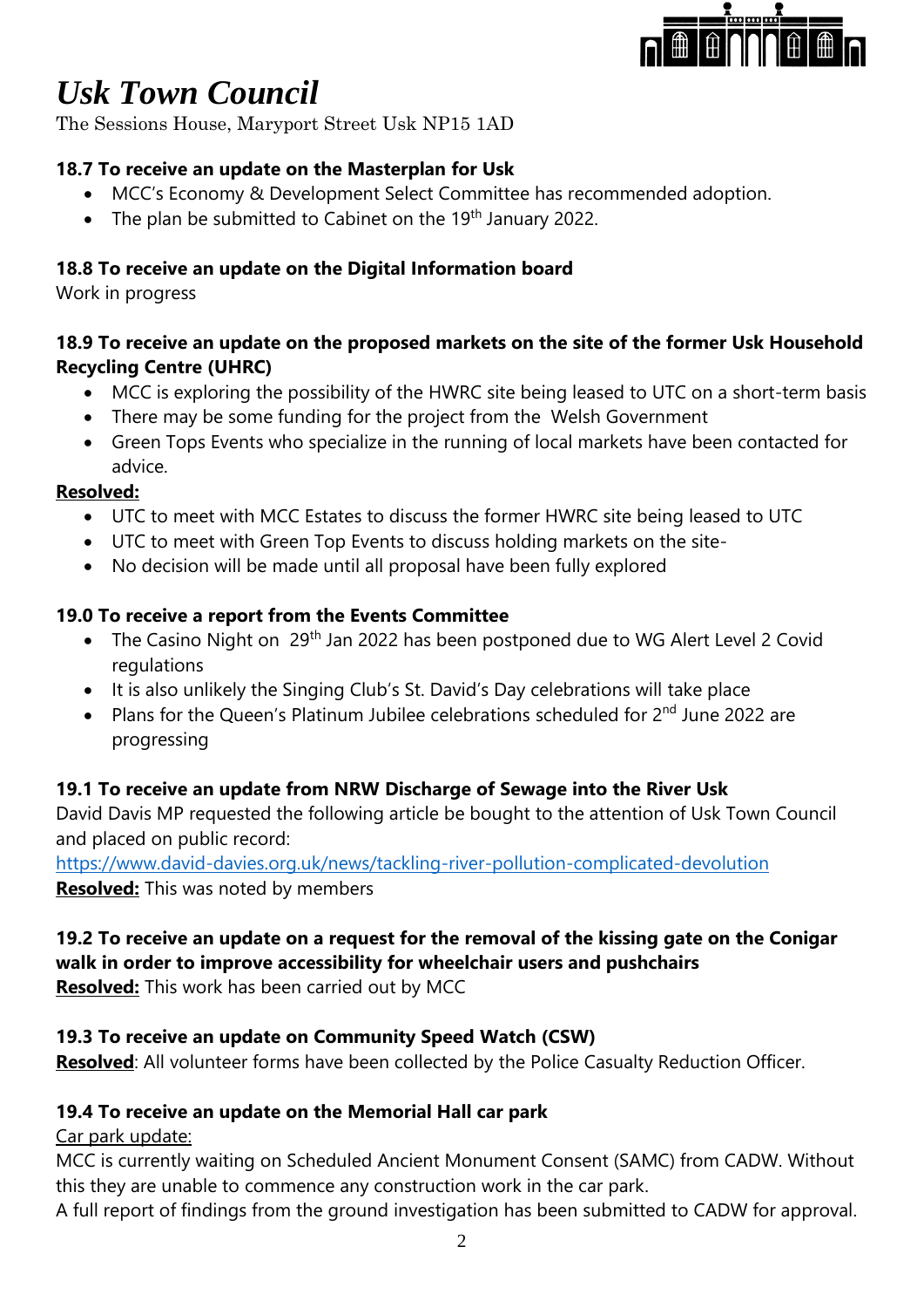# *Usk Town Council*

The Sessions House, Maryport Street Usk NP15 1AD

**18.7 To receive an update on the Masterplan for Usk**

- MCC's Economy & Development Select Committee has recommended adoption.
- The plan be submitted to Cabinet on the 19th January 2022.

**18.8 To receive an update on the Digital Information board**

Work in progress

**18.9 To receive an update on the proposed markets on the site of the former Usk Household Recycling Centre (UHRC)**

- MCC is exploring the possibility of the HWRC site being leased to UTC on a short-term basis
- There may be some funding for the project from the Welsh Government
- Green Tops Events who specialize in the running of local markets have been contacted for advice.

**Resolved:**

- UTC to meet with MCC Estates to discuss the former HWRC site being leased to UTC
- UTC to meet with Green Top Events to discuss holding markets on the site-
- No decision will be made until all proposal have been fully explored

**19.0 To receive a report from the Events Committee**

- The Casino Night on 29th Jan 2022 has been postponed due to WG Alert Level 2 Covid regulations
- It is also unlikely the Singing Club's St. David's Day celebrations will take place
- Plans for the Queen's Platinum Jubilee celebrations scheduled for 2nd June 2022 are progressing

**19.1 To receive an update from NRW Discharge of Sewage into the River Usk**

David Davis MP requested the following article be bought to the attention of Usk Town Council and placed on public record:

https://www.david-davies.org.uk/news/tackling-river-pollution-complicated-devolution

**Resolved:** This was noted by members

**19.2 To receive an update on a request for the removal of the kissing gate on the Conigar walk in order to improve accessibility for wheelchair users and pushchairs**

**Resolved:** This work has been carried out by MCC

**19.3 To receive an update on Community Speed Watch (CSW)**

**Resolved**: All volunteer forms have been collected by the Police Casualty Reduction Officer.

**19.4 To receive an update on the Memorial Hall car park**

Car park update:

MCC is currently waiting on Scheduled Ancient Monument Consent (SAMC) from CADW. Without this they are unable to commence any construction work in the car park.

A full report of findings from the ground investigation has been submitted to CADW for approval.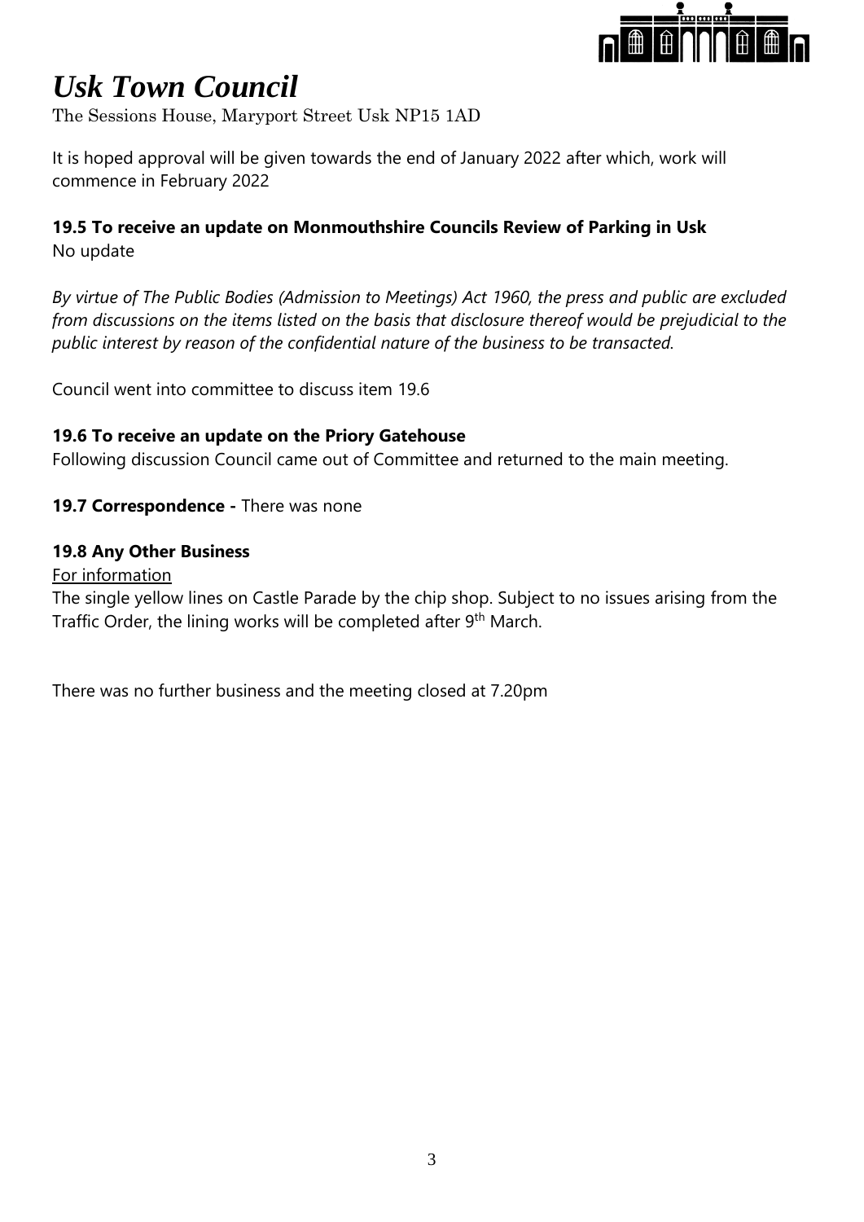# Usk Town Council

The Sessions House, Maryport Street Usk NP15 1AD

It is hoped approval will be given towards the end of January 2022 after which, work will commence in February 2022

**19.5 To receive an update on Monmouthshire Councils Review of Parking in Usk**
No update

*By virtue of The Public Bodies (Admission to Meetings) Act 1960, the press and public are excluded from discussions on the items listed on the basis that disclosure thereof would be prejudicial to the public interest by reason of the confidential nature of the business to be transacted.*

Council went into committee to discuss item 19.6

**19.6 To receive an update on the Priory Gatehouse**
Following discussion Council came out of Committee and returned to the main meeting.

**19.7 Correspondence -** There was none

**19.8 Any Other Business**
For information
The single yellow lines on Castle Parade by the chip shop. Subject to no issues arising from the Traffic Order, the lining works will be completed after 9th March.

There was no further business and the meeting closed at 7.20pm